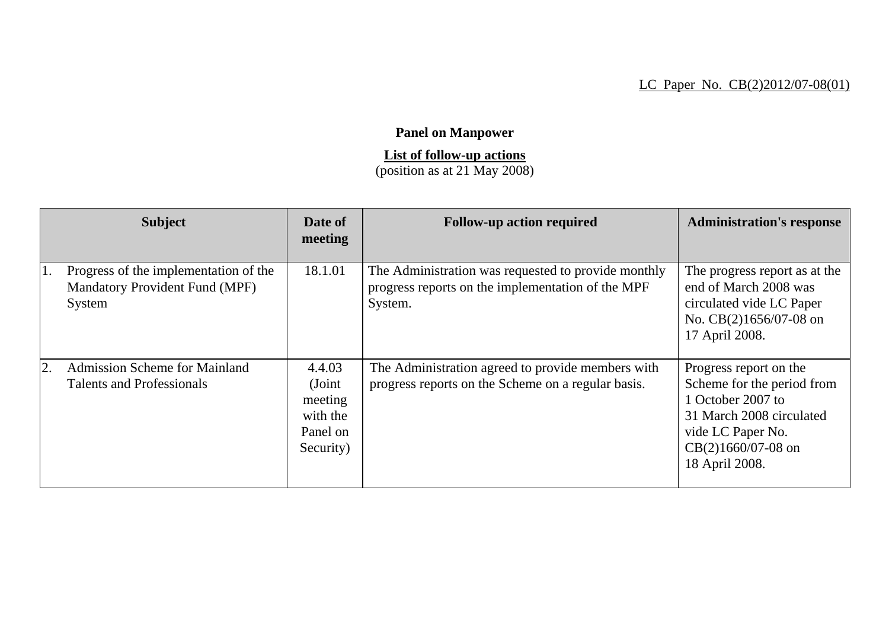LC Paper No. CB(2)2012/07-08(01)

**Panel on Manpower**

**List of follow-up actions**
(position as at 21 May 2008)

| Subject | Date of meeting | Follow-up action required | Administration's response |
|---|---|---|---|
| 1. Progress of the implementation of the Mandatory Provident Fund (MPF) System | 18.1.01 | The Administration was requested to provide monthly progress reports on the implementation of the MPF System. | The progress report as at the end of March 2008 was circulated vide LC Paper No. CB(2)1656/07-08 on 17 April 2008. |
| 2. Admission Scheme for Mainland Talents and Professionals | 4.4.03 (Joint meeting with the Panel on Security) | The Administration agreed to provide members with progress reports on the Scheme on a regular basis. | Progress report on the Scheme for the period from 1 October 2007 to 31 March 2008 circulated vide LC Paper No. CB(2)1660/07-08 on 18 April 2008. |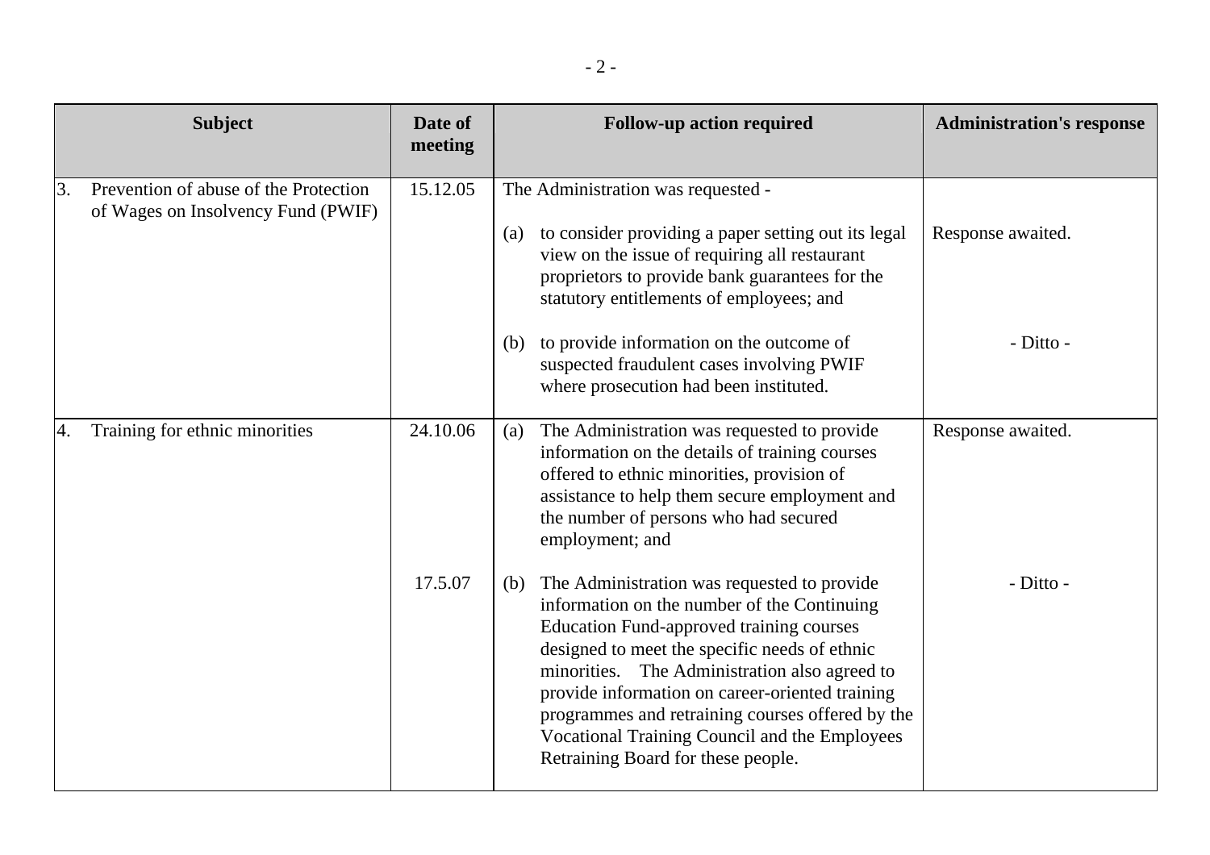| Subject | Date of meeting | Follow-up action required | Administration's response |
|---|---|---|---|
| 3. Prevention of abuse of the Protection of Wages on Insolvency Fund (PWIF) | 15.12.05 | The Administration was requested -<br><br>(a) to consider providing a paper setting out its legal view on the issue of requiring all restaurant proprietors to provide bank guarantees for the statutory entitlements of employees; and | Response awaited. |
| | | (b) to provide information on the outcome of suspected fraudulent cases involving PWIF where prosecution had been instituted. | - Ditto - |
| 4. Training for ethnic minorities | 24.10.06 | (a) The Administration was requested to provide information on the details of training courses offered to ethnic minorities, provision of assistance to help them secure employment and the number of persons who had secured employment; and | Response awaited. |
| | 17.5.07 | (b) The Administration was requested to provide information on the number of the Continuing Education Fund-approved training courses designed to meet the specific needs of ethnic minorities. The Administration also agreed to provide information on career-oriented training programmes and retraining courses offered by the Vocational Training Council and the Employees Retraining Board for these people. | - Ditto - |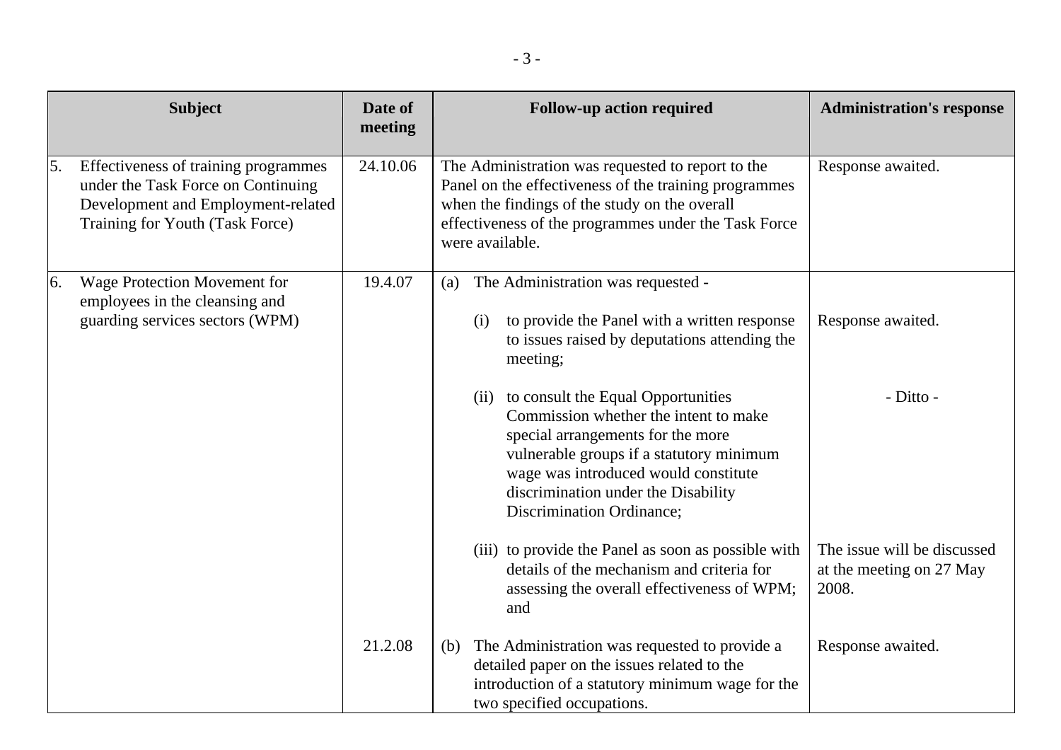| Subject | Date of meeting | Follow-up action required | Administration's response |
|---|---|---|---|
| 5. Effectiveness of training programmes under the Task Force on Continuing Development and Employment-related Training for Youth (Task Force) | 24.10.06 | The Administration was requested to report to the Panel on the effectiveness of the training programmes when the findings of the study on the overall effectiveness of the programmes under the Task Force were available. | Response awaited. |
| 6. Wage Protection Movement for employees in the cleansing and guarding services sectors (WPM) | 19.4.07 | (a) The Administration was requested - | |
| | | (i) to provide the Panel with a written response to issues raised by deputations attending the meeting; | Response awaited. |
| | | (ii) to consult the Equal Opportunities Commission whether the intent to make special arrangements for the more vulnerable groups if a statutory minimum wage was introduced would constitute discrimination under the Disability Discrimination Ordinance; | - Ditto - |
| | | (iii) to provide the Panel as soon as possible with details of the mechanism and criteria for assessing the overall effectiveness of WPM; and | The issue will be discussed at the meeting on 27 May 2008. |
| | 21.2.08 | (b) The Administration was requested to provide a detailed paper on the issues related to the introduction of a statutory minimum wage for the two specified occupations. | Response awaited. |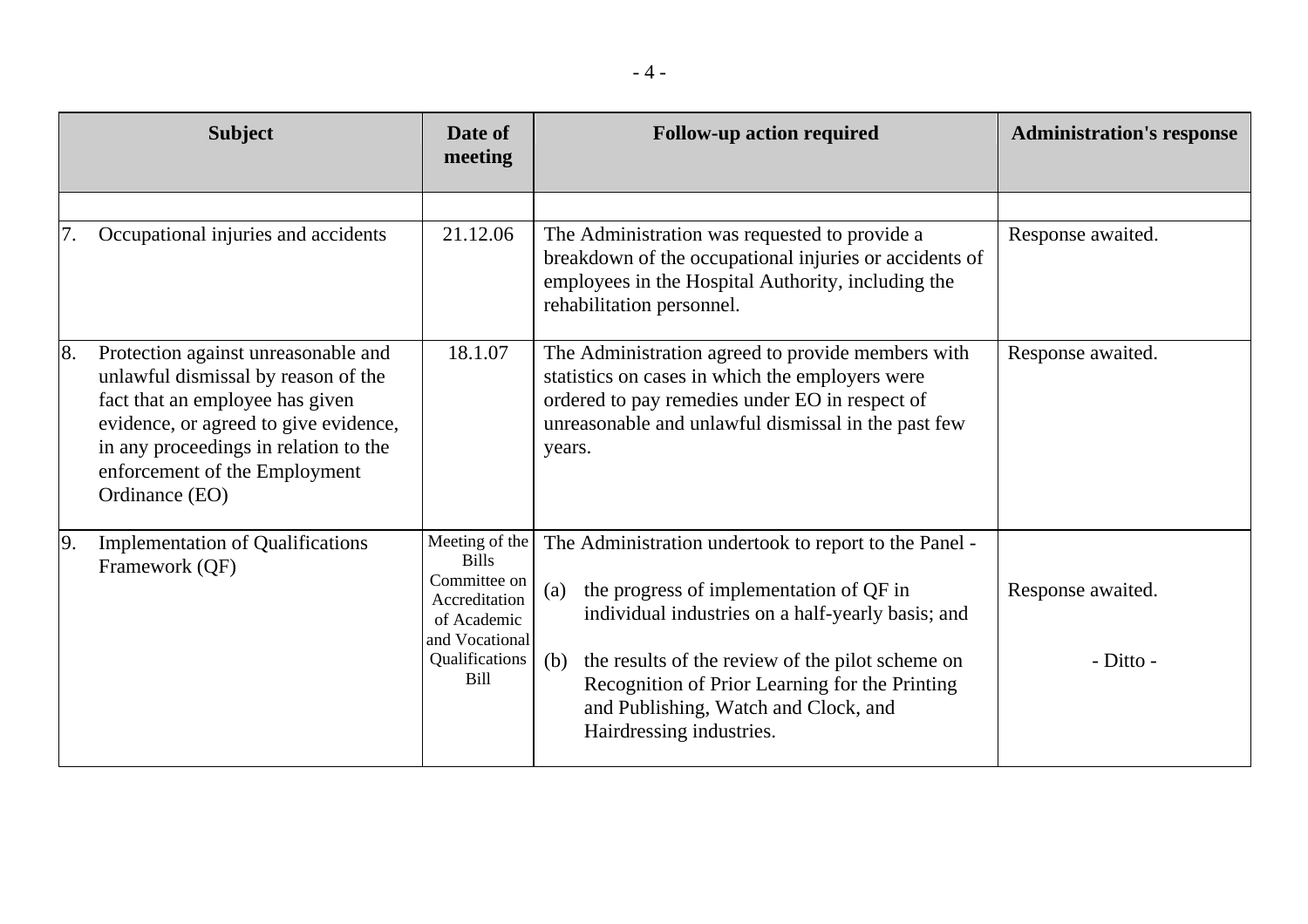| Subject | Date of meeting | Follow-up action required | Administration's response |
|---|---|---|---|
| | | | |
| 7. Occupational injuries and accidents | 21.12.06 | The Administration was requested to provide a breakdown of the occupational injuries or accidents of employees in the Hospital Authority, including the rehabilitation personnel. | Response awaited. |
| 8. Protection against unreasonable and unlawful dismissal by reason of the fact that an employee has given evidence, or agreed to give evidence, in any proceedings in relation to the enforcement of the Employment Ordinance (EO) | 18.1.07 | The Administration agreed to provide members with statistics on cases in which the employers were ordered to pay remedies under EO in respect of unreasonable and unlawful dismissal in the past few years. | Response awaited. |
| 9. Implementation of Qualifications Framework (QF) | Meeting of the Bills Committee on Accreditation of Academic and Vocational Qualifications Bill | The Administration undertook to report to the Panel -<br><br>(a) the progress of implementation of QF in individual industries on a half-yearly basis; and<br><br>(b) the results of the review of the pilot scheme on Recognition of Prior Learning for the Printing and Publishing, Watch and Clock, and Hairdressing industries. | <br><br>Response awaited.<br><br>- Ditto - |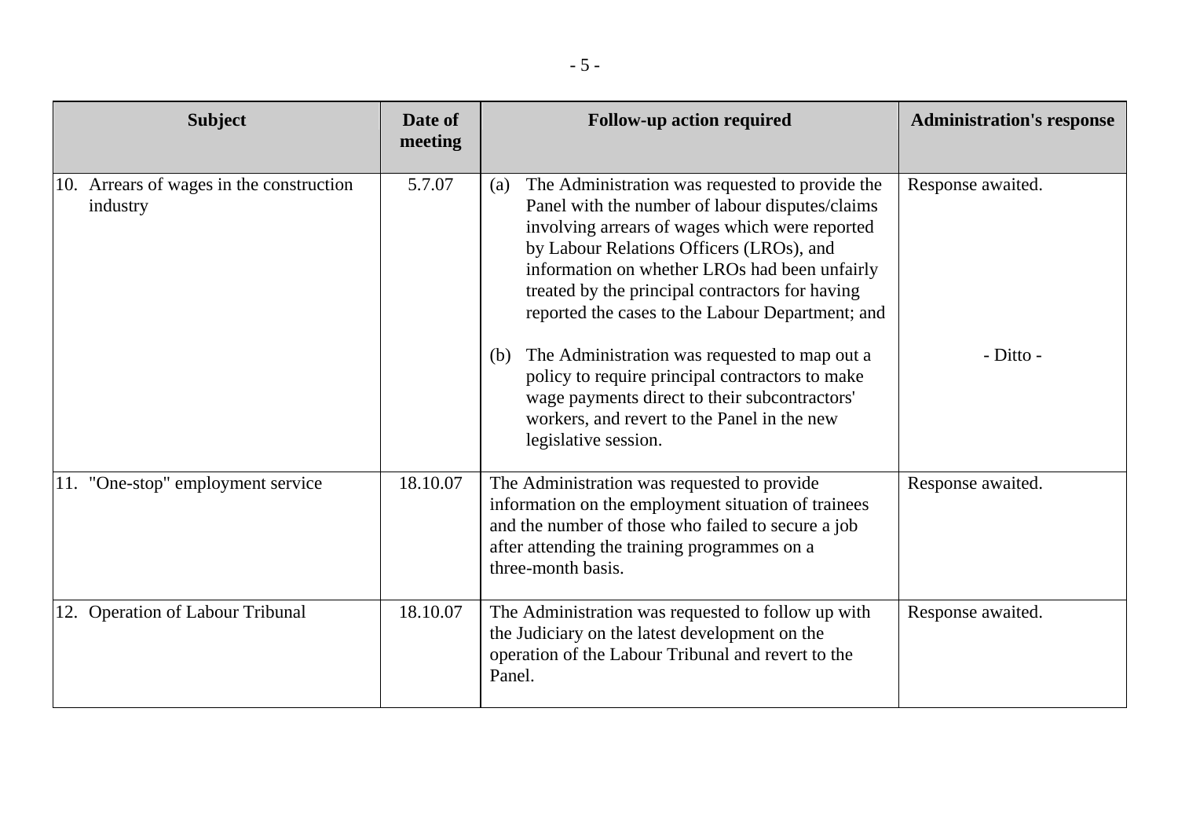| Subject | Date of meeting | Follow-up action required | Administration's response |
| --- | --- | --- | --- |
| 10. Arrears of wages in the construction industry | 5.7.07 | (a) The Administration was requested to provide the Panel with the number of labour disputes/claims involving arrears of wages which were reported by Labour Relations Officers (LROs), and information on whether LROs had been unfairly treated by the principal contractors for having reported the cases to the Labour Department; and | Response awaited. |
| | | (b) The Administration was requested to map out a policy to require principal contractors to make wage payments direct to their subcontractors' workers, and revert to the Panel in the new legislative session. | - Ditto - |
| 11. "One-stop" employment service | 18.10.07 | The Administration was requested to provide information on the employment situation of trainees and the number of those who failed to secure a job after attending the training programmes on a three-month basis. | Response awaited. |
| 12. Operation of Labour Tribunal | 18.10.07 | The Administration was requested to follow up with the Judiciary on the latest development on the operation of the Labour Tribunal and revert to the Panel. | Response awaited. |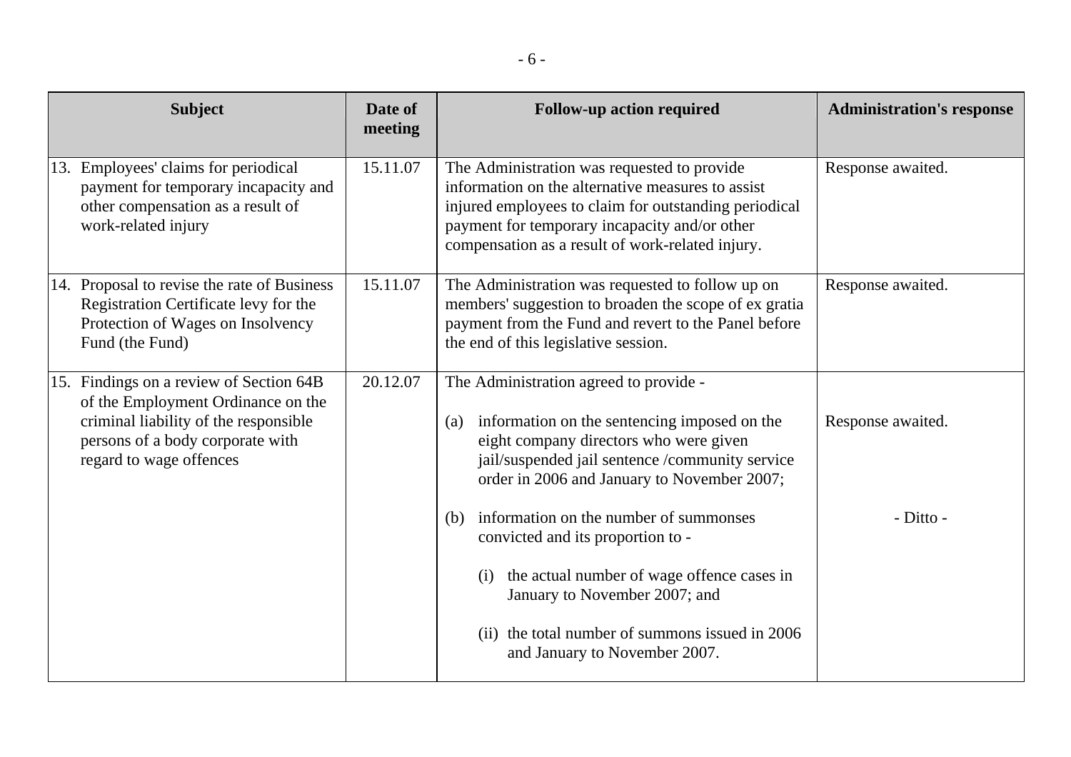| Subject | Date of meeting | Follow-up action required | Administration's response |
|---|---|---|---|
| 13. Employees' claims for periodical payment for temporary incapacity and other compensation as a result of work-related injury | 15.11.07 | The Administration was requested to provide information on the alternative measures to assist injured employees to claim for outstanding periodical payment for temporary incapacity and/or other compensation as a result of work-related injury. | Response awaited. |
| 14. Proposal to revise the rate of Business Registration Certificate levy for the Protection of Wages on Insolvency Fund (the Fund) | 15.11.07 | The Administration was requested to follow up on members' suggestion to broaden the scope of ex gratia payment from the Fund and revert to the Panel before the end of this legislative session. | Response awaited. |
| 15. Findings on a review of Section 64B of the Employment Ordinance on the criminal liability of the responsible persons of a body corporate with regard to wage offences | 20.12.07 | The Administration agreed to provide - | |
| | | (a) information on the sentencing imposed on the eight company directors who were given jail/suspended jail sentence /community service order in 2006 and January to November 2007; | Response awaited. |
| | | (b) information on the number of summonses convicted and its proportion to - | - Ditto - |
| | | (i) the actual number of wage offence cases in January to November 2007; and | |
| | | (ii) the total number of summons issued in 2006 and January to November 2007. | |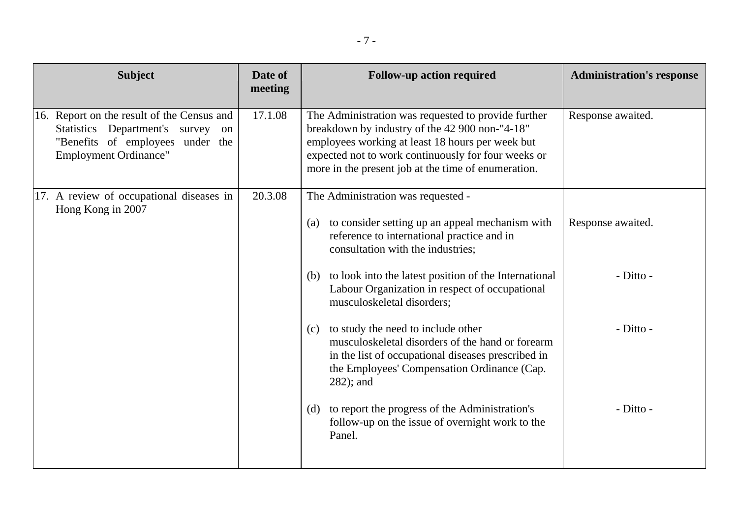| Subject | Date of meeting | Follow-up action required | Administration's response |
|---|---|---|---|
| 16. Report on the result of the Census and Statistics Department's survey on "Benefits of employees under the Employment Ordinance" | 17.1.08 | The Administration was requested to provide further breakdown by industry of the 42 900 non-"4-18" employees working at least 18 hours per week but expected not to work continuously for four weeks or more in the present job at the time of enumeration. | Response awaited. |
| 17. A review of occupational diseases in Hong Kong in 2007 | 20.3.08 | The Administration was requested - | |
| | | (a) to consider setting up an appeal mechanism with reference to international practice and in consultation with the industries; | Response awaited. |
| | | (b) to look into the latest position of the International Labour Organization in respect of occupational musculoskeletal disorders; | - Ditto - |
| | | (c) to study the need to include other musculoskeletal disorders of the hand or forearm in the list of occupational diseases prescribed in the Employees' Compensation Ordinance (Cap. 282); and | - Ditto - |
| | | (d) to report the progress of the Administration's follow-up on the issue of overnight work to the Panel. | - Ditto - |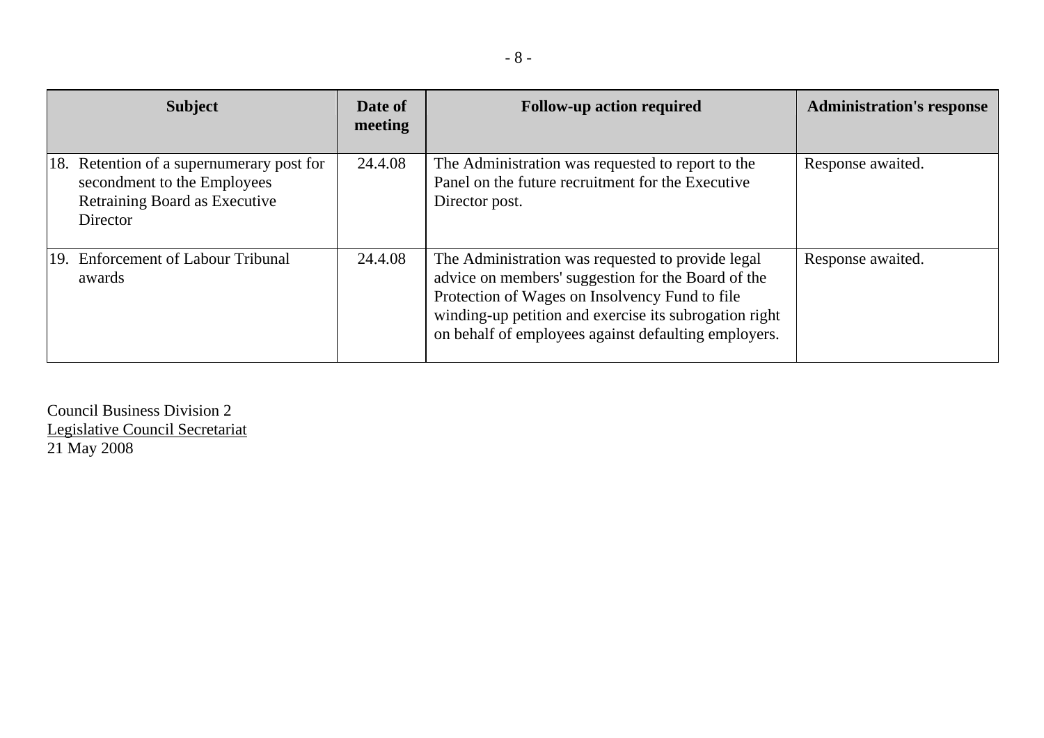| Subject | Date of meeting | Follow-up action required | Administration's response |
|---|---|---|---|
| 18. Retention of a supernumerary post for secondment to the Employees Retraining Board as Executive Director | 24.4.08 | The Administration was requested to report to the Panel on the future recruitment for the Executive Director post. | Response awaited. |
| 19. Enforcement of Labour Tribunal awards | 24.4.08 | The Administration was requested to provide legal advice on members' suggestion for the Board of the Protection of Wages on Insolvency Fund to file winding-up petition and exercise its subrogation right on behalf of employees against defaulting employers. | Response awaited. |

Council Business Division 2
Legislative Council Secretariat
21 May 2008